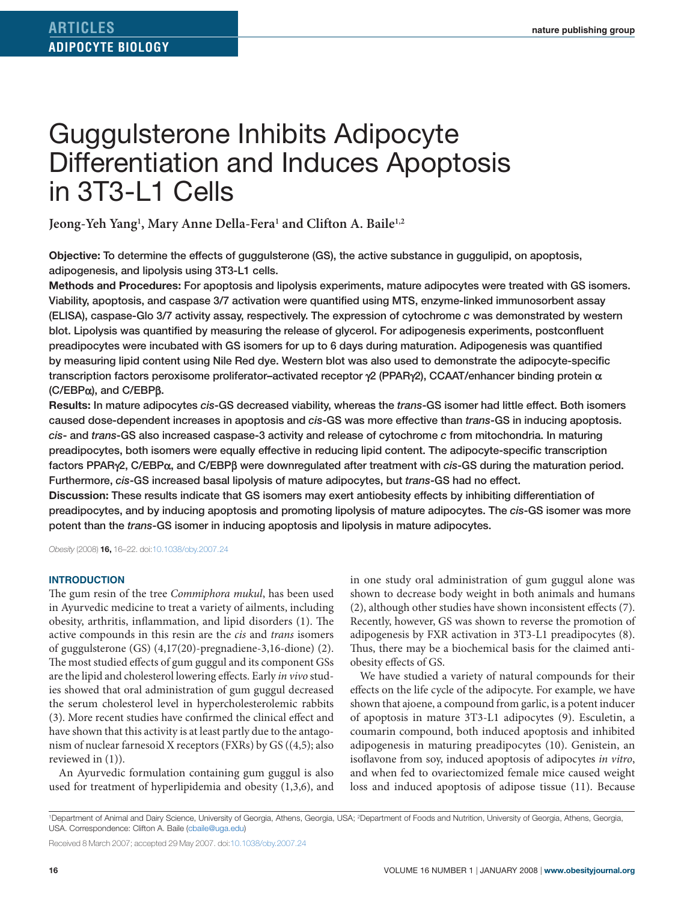ARTICLES
ADIPOCYTE BIOLOGY

# Guggulsterone Inhibits Adipocyte Differentiation and Induces Apoptosis in 3T3-L1 Cells

**Jeong-Yeh Yang[1], Mary Anne Della-Fera[1] and Clifton A. Baile[1,2]**

**Objective:** To determine the effects of guggulsterone (GS), the active substance in guggulipid, on apoptosis, adipogenesis, and lipolysis using 3T3-L1 cells.

**Methods and Procedures:** For apoptosis and lipolysis experiments, mature adipocytes were treated with GS isomers. Viability, apoptosis, and caspase 3/7 activation were quantified using MTS, enzyme-linked immunosorbent assay (ELISA), caspase-Glo 3/7 activity assay, respectively. The expression of cytochrome *c* was demonstrated by western blot. Lipolysis was quantified by measuring the release of glycerol. For adipogenesis experiments, postconfluent preadipocytes were incubated with GS isomers for up to 6 days during maturation. Adipogenesis was quantified by measuring lipid content using Nile Red dye. Western blot was also used to demonstrate the adipocyte-specific transcription factors peroxisome proliferator–activated receptor γ2 (PPARγ2), CCAAT/enhancer binding protein α (C/EBPα), and C/EBPβ.

**Results:** In mature adipocytes *cis*-GS decreased viability, whereas the *trans*-GS isomer had little effect. Both isomers caused dose-dependent increases in apoptosis and *cis*-GS was more effective than *trans*-GS in inducing apoptosis. *cis*- and *trans*-GS also increased caspase-3 activity and release of cytochrome *c* from mitochondria. In maturing preadipocytes, both isomers were equally effective in reducing lipid content. The adipocyte-specific transcription factors PPARγ2, C/EBPα, and C/EBPβ were downregulated after treatment with *cis*-GS during the maturation period. Furthermore, *cis*-GS increased basal lipolysis of mature adipocytes, but *trans*-GS had no effect.

**Discussion:** These results indicate that GS isomers may exert antiobesity effects by inhibiting differentiation of preadipocytes, and by inducing apoptosis and promoting lipolysis of mature adipocytes. The *cis*-GS isomer was more potent than the *trans*-GS isomer in inducing apoptosis and lipolysis in mature adipocytes.

*Obesity* (2008) **16,** 16–22. doi:10.1038/oby.2007.24

## INTRODUCTION

The gum resin of the tree *Commiphora mukul*, has been used in Ayurvedic medicine to treat a variety of ailments, including obesity, arthritis, inflammation, and lipid disorders (1). The active compounds in this resin are the *cis* and *trans* isomers of guggulsterone (GS) (4,17(20)-pregnadiene-3,16-dione) (2). The most studied effects of gum guggul and its component GSs are the lipid and cholesterol lowering effects. Early *in vivo* studies showed that oral administration of gum guggul decreased the serum cholesterol level in hypercholesterolemic rabbits (3). More recent studies have confirmed the clinical effect and have shown that this activity is at least partly due to the antagonism of nuclear farnesoid X receptors (FXRs) by GS ((4,5); also reviewed in (1)).

An Ayurvedic formulation containing gum guggul is also used for treatment of hyperlipidemia and obesity (1,3,6), and in one study oral administration of gum guggul alone was shown to decrease body weight in both animals and humans (2), although other studies have shown inconsistent effects (7). Recently, however, GS was shown to reverse the promotion of adipogenesis by FXR activation in 3T3-L1 preadipocytes (8). Thus, there may be a biochemical basis for the claimed antiobesity effects of GS.

We have studied a variety of natural compounds for their effects on the life cycle of the adipocyte. For example, we have shown that ajoene, a compound from garlic, is a potent inducer of apoptosis in mature 3T3-L1 adipocytes (9). Esculetin, a coumarin compound, both induced apoptosis and inhibited adipogenesis in maturing preadipocytes (10). Genistein, an isoflavone from soy, induced apoptosis of adipocytes *in vitro*, and when fed to ovariectomized female mice caused weight loss and induced apoptosis of adipose tissue (11). Because

[1]Department of Animal and Dairy Science, University of Georgia, Athens, Georgia, USA; [2]Department of Foods and Nutrition, University of Georgia, Athens, Georgia, USA. Correspondence: Clifton A. Baile (cbaile@uga.edu)

Received 8 March 2007; accepted 29 May 2007. doi:10.1038/oby.2007.24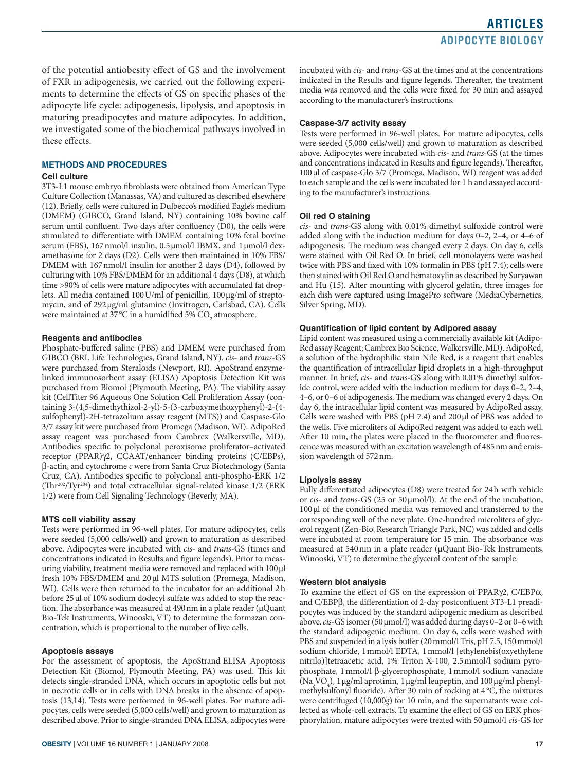of the potential antiobesity effect of GS and the involvement of FXR in adipogenesis, we carried out the following experiments to determine the effects of GS on specific phases of the adipocyte life cycle: adipogenesis, lipolysis, and apoptosis in maturing preadipocytes and mature adipocytes. In addition, we investigated some of the biochemical pathways involved in these effects.

## METHODS AND PROCEDURES

### Cell culture

3T3-L1 mouse embryo fibroblasts were obtained from American Type Culture Collection (Manassas, VA) and cultured as described elsewhere (12). Briefly, cells were cultured in Dulbecco's modified Eagle's medium (DMEM) (GIBCO, Grand Island, NY) containing 10% bovine calf serum until confluent. Two days after confluency (D0), the cells were stimulated to differentiate with DMEM containing 10% fetal bovine serum (FBS), 167 nmol/l insulin, 0.5 μmol/l IBMX, and 1 μmol/l dexamethasone for 2 days (D2). Cells were then maintained in 10% FBS/DMEM with 167 nmol/l insulin for another 2 days (D4), followed by culturing with 10% FBS/DMEM for an additional 4 days (D8), at which time >90% of cells were mature adipocytes with accumulated fat droplets. All media contained 100 U/ml of penicillin, 100 μg/ml of streptomycin, and of 292 μg/ml glutamine (Invitrogen, Carlsbad, CA). Cells were maintained at 37 °C in a humidified 5% $CO_2$ atmosphere.

### Reagents and antibodies

Phosphate-buffered saline (PBS) and DMEM were purchased from GIBCO (BRL Life Technologies, Grand Island, NY). *cis*- and *trans*-GS were purchased from Steraloids (Newport, RI). ApoStrand enzyme-linked immunosorbent assay (ELISA) Apoptosis Detection Kit was purchased from Biomol (Plymouth Meeting, PA). The viability assay kit (CellTiter 96 Aqueous One Solution Cell Proliferation Assay (containing 3-(4,5-dimethythizol-2-yl)-5-(3-carboxymethoxyphenyl)-2-(4-sulfophenyl)-2H-tetrazolium assay reagent (MTS)) and Caspase-Glo 3/7 assay kit were purchased from Promega (Madison, WI). AdipoRed assay reagent was purchased from Cambrex (Walkersville, MD). Antibodies specific to polyclonal peroxisome proliferator–activated receptor (PPAR)γ2, CCAAT/enhancer binding proteins (C/EBPs), β-actin, and cytochrome *c* were from Santa Cruz Biotechnology (Santa Cruz, CA). Antibodies specific to polyclonal anti-phospho-ERK 1/2 ($Thr^{202}/Tyr^{204}$) and total extracellular signal-related kinase 1/2 (ERK 1/2) were from Cell Signaling Technology (Beverly, MA).

### MTS cell viability assay

Tests were performed in 96-well plates. For mature adipocytes, cells were seeded (5,000 cells/well) and grown to maturation as described above. Adipocytes were incubated with *cis*- and *trans*-GS (times and concentrations indicated in Results and figure legends). Prior to measuring viability, treatment media were removed and replaced with 100 μl fresh 10% FBS/DMEM and 20 μl MTS solution (Promega, Madison, WI). Cells were then returned to the incubator for an additional 2 h before 25 μl of 10% sodium dodecyl sulfate was added to stop the reaction. The absorbance was measured at 490 nm in a plate reader (μQuant Bio-Tek Instruments, Winooski, VT) to determine the formazan concentration, which is proportional to the number of live cells.

### Apoptosis assays

For the assessment of apoptosis, the ApoStrand ELISA Apoptosis Detection Kit (Biomol, Plymouth Meeting, PA) was used. This kit detects single-stranded DNA, which occurs in apoptotic cells but not in necrotic cells or in cells with DNA breaks in the absence of apoptosis (13,14). Tests were performed in 96-well plates. For mature adipocytes, cells were seeded (5,000 cells/well) and grown to maturation as described above. Prior to single-stranded DNA ELISA, adipocytes were incubated with *cis*- and *trans*-GS at the times and at the concentrations indicated in the Results and figure legends. Thereafter, the treatment media was removed and the cells were fixed for 30 min and assayed according to the manufacturer's instructions.

### Caspase-3/7 activity assay

Tests were performed in 96-well plates. For mature adipocytes, cells were seeded (5,000 cells/well) and grown to maturation as described above. Adipocytes were incubated with *cis*- and *trans*-GS (at the times and concentrations indicated in Results and figure legends). Thereafter, 100 μl of caspase-Glo 3/7 (Promega, Madison, WI) reagent was added to each sample and the cells were incubated for 1 h and assayed according to the manufacturer's instructions.

### Oil red O staining

*cis*- and *trans*-GS along with 0.01% dimethyl sulfoxide control were added along with the induction medium for days 0–2, 2–4, or 4–6 of adipogenesis. The medium was changed every 2 days. On day 6, cells were stained with Oil Red O. In brief, cell monolayers were washed twice with PBS and fixed with 10% formalin in PBS (pH 7.4); cells were then stained with Oil Red O and hematoxylin as described by Suryawan and Hu (15). After mounting with glycerol gelatin, three images for each dish were captured using ImagePro software (MediaCybernetics, Silver Spring, MD).

### Quantification of lipid content by Adipored assay

Lipid content was measured using a commercially available kit (AdipoRed assay Reagent; Cambrex Bio Science, Walkersville, MD). AdipoRed, a solution of the hydrophilic stain Nile Red, is a reagent that enables the quantification of intracellular lipid droplets in a high-throughput manner. In brief, *cis*- and *trans*-GS along with 0.01% dimethyl sulfoxide control, were added with the induction medium for days 0–2, 2–4, 4–6, or 0–6 of adipogenesis. The medium was changed every 2 days. On day 6, the intracellular lipid content was measured by AdipoRed assay. Cells were washed with PBS (pH 7.4) and 200 μl of PBS was added to the wells. Five microliters of AdipoRed reagent was added to each well. After 10 min, the plates were placed in the fluorometer and fluorescence was measured with an excitation wavelength of 485 nm and emission wavelength of 572 nm.

### Lipolysis assay

Fully differentiated adipocytes (D8) were treated for 24 h with vehicle or *cis*- and *trans*-GS (25 or 50 μmol/l). At the end of the incubation, 100 μl of the conditioned media was removed and transferred to the corresponding well of the new plate. One-hundred microliters of glycerol reagent (Zen-Bio, Research Triangle Park, NC) was added and cells were incubated at room temperature for 15 min. The absorbance was measured at 540 nm in a plate reader (μQuant Bio-Tek Instruments, Winooski, VT) to determine the glycerol content of the sample.

### Western blot analysis

To examine the effect of GS on the expression of PPARγ2, C/EBPα, and C/EBPβ, the differentiation of 2-day postconfluent 3T3-L1 preadipocytes was induced by the standard adipogenic medium as described above. *cis*-GS isomer (50 μmol/l) was added during days 0–2 or 0–6 with the standard adipogenic medium. On day 6, cells were washed with PBS and suspended in a lysis buffer (20 mmol/l Tris, pH 7.5, 150 mmol/l sodium chloride, 1 mmol/l EDTA, 1 mmol/l [ethylenebis(oxyethylene nitrilo)]tetraacetic acid, 1% Triton X-100, 2.5 mmol/l sodium pyrophosphate, 1 mmol/l β-glycerophosphate, 1 mmol/l sodium vanadate ($Na_3VO_4$), 1 μg/ml aprotinin, 1 μg/ml leupeptin, and 100 μg/ml phenylmethylsulfonyl fluoride). After 30 min of rocking at 4 °C, the mixtures were centrifuged (10,000*g*) for 10 min, and the supernatants were collected as whole-cell extracts. To examine the effect of GS on ERK phosphorylation, mature adipocytes were treated with 50 μmol/l *cis*-GS for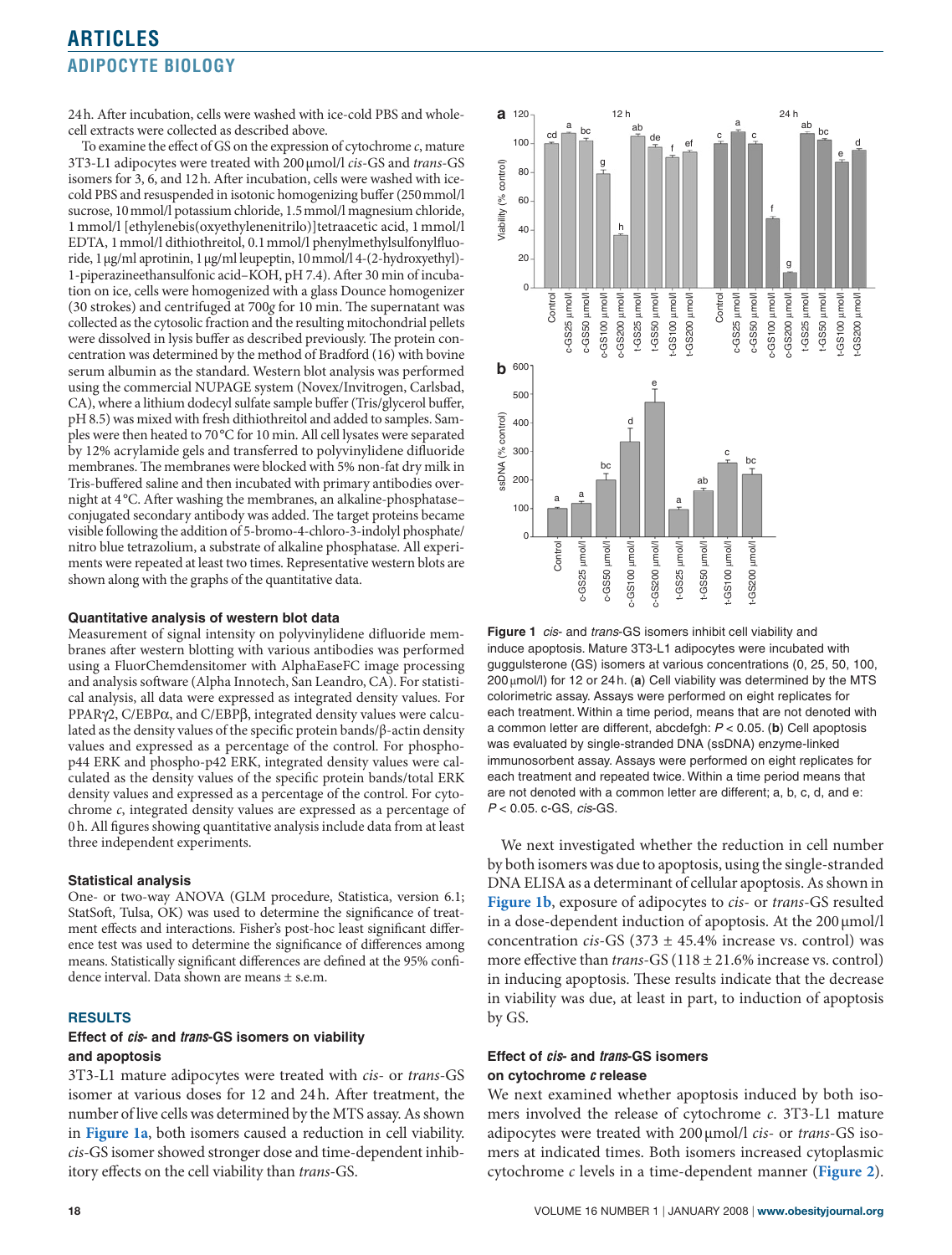24 h. After incubation, cells were washed with ice-cold PBS and whole-cell extracts were collected as described above.

To examine the effect of GS on the expression of cytochrome *c*, mature 3T3-L1 adipocytes were treated with 200 μmol/l *cis*-GS and *trans*-GS isomers for 3, 6, and 12 h. After incubation, cells were washed with ice-cold PBS and resuspended in isotonic homogenizing buffer (250 mmol/l sucrose, 10 mmol/l potassium chloride, 1.5 mmol/l magnesium chloride, 1 mmol/l [ethylenebis(oxyethylenenitrilo)]tetraacetic acid, 1 mmol/l EDTA, 1 mmol/l dithiothreitol, 0.1 mmol/l phenylmethylsulfonylfluoride, 1 μg/ml aprotinin, 1 μg/ml leupeptin, 10 mmol/l 4-(2-hydroxyethyl)-1-piperazineethansulfonic acid–KOH, pH 7.4). After 30 min of incubation on ice, cells were homogenized with a glass Dounce homogenizer (30 strokes) and centrifuged at 700*g* for 10 min. The supernatant was collected as the cytosolic fraction and the resulting mitochondrial pellets were dissolved in lysis buffer as described previously. The protein concentration was determined by the method of Bradford (16) with bovine serum albumin as the standard. Western blot analysis was performed using the commercial NUPAGE system (Novex/Invitrogen, Carlsbad, CA), where a lithium dodecyl sulfate sample buffer (Tris/glycerol buffer, pH 8.5) was mixed with fresh dithiothreitol and added to samples. Samples were then heated to 70 °C for 10 min. All cell lysates were separated by 12% acrylamide gels and transferred to polyvinylidene difluoride membranes. The membranes were blocked with 5% non-fat dry milk in Tris-buffered saline and then incubated with primary antibodies overnight at 4 °C. After washing the membranes, an alkaline-phosphatase–conjugated secondary antibody was added. The target proteins became visible following the addition of 5-bromo-4-chloro-3-indolyl phosphate/nitro blue tetrazolium, a substrate of alkaline phosphatase. All experiments were repeated at least two times. Representative western blots are shown along with the graphs of the quantitative data.

### Quantitative analysis of western blot data

Measurement of signal intensity on polyvinylidene difluoride membranes after western blotting with various antibodies was performed using a FluorChemdensitomer with AlphaEaseFC image processing and analysis software (Alpha Innotech, San Leandro, CA). For statistical analysis, all data were expressed as integrated density values. For PPARγ2, C/EBPα, and C/EBPβ, integrated density values were calculated as the density values of the specific protein bands/β-actin density values and expressed as a percentage of the control. For phospho-p44 ERK and phospho-p42 ERK, integrated density values were calculated as the density values of the specific protein bands/total ERK density values and expressed as a percentage of the control. For cytochrome *c*, integrated density values are expressed as a percentage of 0 h. All figures showing quantitative analysis include data from at least three independent experiments.

### Statistical analysis

One- or two-way ANOVA (GLM procedure, Statistica, version 6.1; StatSoft, Tulsa, OK) was used to determine the significance of treatment effects and interactions. Fisher's post-hoc least significant difference test was used to determine the significance of differences among means. Statistically significant differences are defined at the 95% confidence interval. Data shown are means ± s.e.m.

## RESULTS

### Effect of *cis*- and *trans*-GS isomers on viability and apoptosis

3T3-L1 mature adipocytes were treated with *cis*- or *trans*-GS isomer at various doses for 12 and 24 h. After treatment, the number of live cells was determined by the MTS assay. As shown in **Figure 1a**, both isomers caused a reduction in cell viability. *cis*-GS isomer showed stronger dose and time-dependent inhibitory effects on the cell viability than *trans*-GS.

**Figure 1** *cis*- and *trans*-GS isomers inhibit cell viability and induce apoptosis. Mature 3T3-L1 adipocytes were incubated with guggulsterone (GS) isomers at various concentrations (0, 25, 50, 100, 200 μmol/l) for 12 or 24 h. (**a**) Cell viability was determined by the MTS colorimetric assay. Assays were performed on eight replicates for each treatment. Within a time period, means that are not denoted with a common letter are different, abcdefgh: $P < 0.05$. (**b**) Cell apoptosis was evaluated by single-stranded DNA (ssDNA) enzyme-linked immunosorbent assay. Assays were performed on eight replicates for each treatment and repeated twice. Within a time period means that are not denoted with a common letter are different; a, b, c, d, and e: $P < 0.05$. c-GS, *cis*-GS.

We next investigated whether the reduction in cell number by both isomers was due to apoptosis, using the single-stranded DNA ELISA as a determinant of cellular apoptosis. As shown in **Figure 1b**, exposure of adipocytes to *cis*- or *trans*-GS resulted in a dose-dependent induction of apoptosis. At the 200 μmol/l concentration *cis*-GS (373 ± 45.4% increase vs. control) was more effective than *trans*-GS (118 ± 21.6% increase vs. control) in inducing apoptosis. These results indicate that the decrease in viability was due, at least in part, to induction of apoptosis by GS.

### Effect of *cis*- and *trans*-GS isomers on cytochrome *c* release

We next examined whether apoptosis induced by both isomers involved the release of cytochrome *c*. 3T3-L1 mature adipocytes were treated with 200 μmol/l *cis*- or *trans*-GS isomers at indicated times. Both isomers increased cytoplasmic cytochrome *c* levels in a time-dependent manner (**Figure 2**).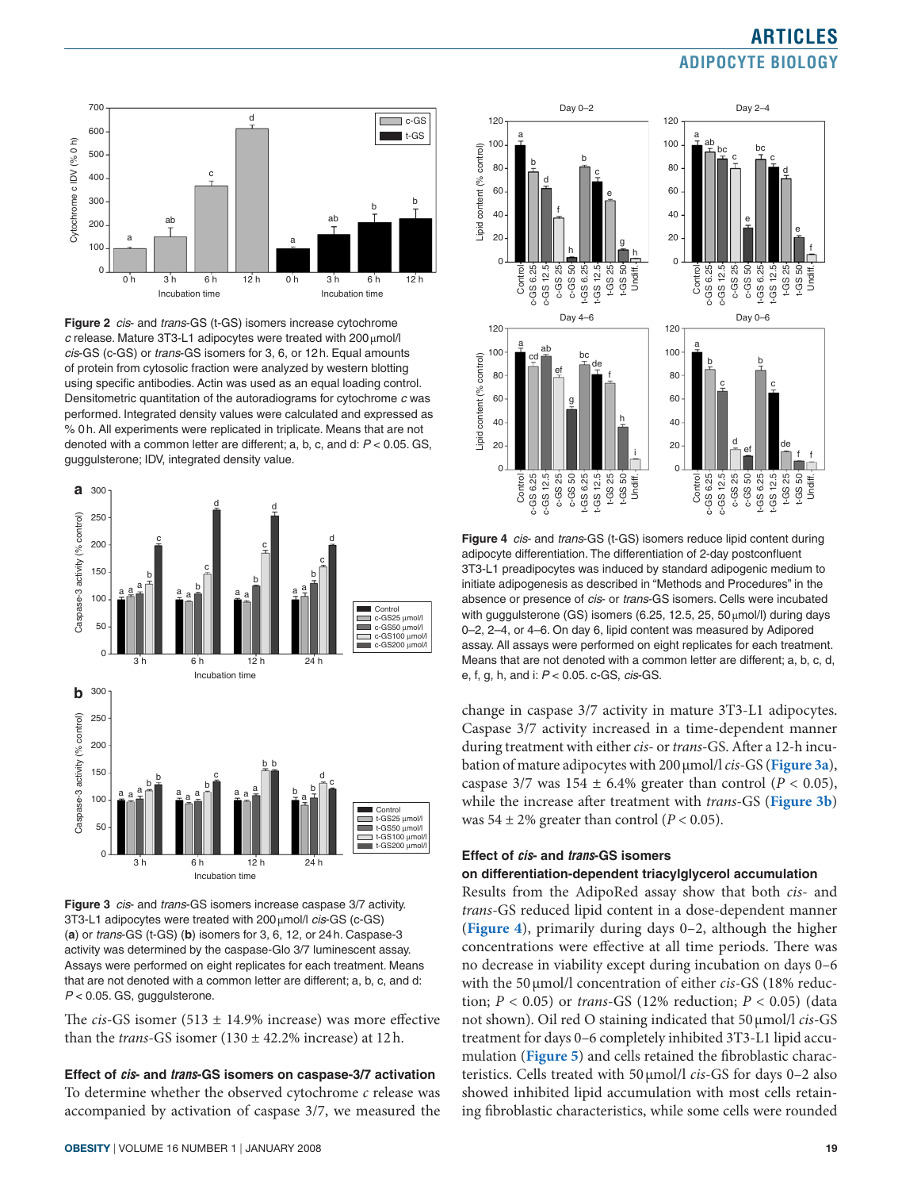**Figure 2** *cis*- and *trans*-GS (t-GS) isomers increase cytochrome *c* release. Mature 3T3-L1 adipocytes were treated with 200 µmol/l *cis*-GS (c-GS) or *trans*-GS isomers for 3, 6, or 12 h. Equal amounts of protein from cytosolic fraction were analyzed by western blotting using specific antibodies. Actin was used as an equal loading control. Densitometric quantitation of the autoradiograms for cytochrome *c* was performed. Integrated density values were calculated and expressed as % 0 h. All experiments were replicated in triplicate. Means that are not denoted with a common letter are different; a, b, c, and d: $P < 0.05$. GS, guggulsterone; IDV, integrated density value.

**Figure 3** *cis*- and *trans*-GS isomers increase caspase 3/7 activity. 3T3-L1 adipocytes were treated with 200 µmol/l *cis*-GS (c-GS) (**a**) or *trans*-GS (t-GS) (**b**) isomers for 3, 6, 12, or 24 h. Caspase-3 activity was determined by the caspase-Glo 3/7 luminescent assay. Assays were performed on eight replicates for each treatment. Means that are not denoted with a common letter are different; a, b, c, and d: $P < 0.05$. GS, guggulsterone.

The *cis*-GS isomer (513 ± 14.9% increase) was more effective than the *trans*-GS isomer (130 ± 42.2% increase) at 12 h.

### Effect of *cis*- and *trans*-GS isomers on caspase-3/7 activation

To determine whether the observed cytochrome *c* release was accompanied by activation of caspase 3/7, we measured the change in caspase 3/7 activity in mature 3T3-L1 adipocytes. Caspase 3/7 activity increased in a time-dependent manner during treatment with either *cis*- or *trans*-GS. After a 12-h incubation of mature adipocytes with 200 µmol/l *cis*-GS (**Figure 3a**), caspase 3/7 was 154 ± 6.4% greater than control ($P < 0.05$), while the increase after treatment with *trans*-GS (**Figure 3b**) was 54 ± 2% greater than control ($P < 0.05$).

**Figure 4** *cis*- and *trans*-GS (t-GS) isomers reduce lipid content during adipocyte differentiation. The differentiation of 2-day postconfluent 3T3-L1 preadipocytes was induced by standard adipogenic medium to initiate adipogenesis as described in "Methods and Procedures" in the absence or presence of *cis*- or *trans*-GS isomers. Cells were incubated with guggulsterone (GS) isomers (6.25, 12.5, 25, 50 µmol/l) during days 0–2, 2–4, or 4–6. On day 6, lipid content was measured by Adipored assay. All assays were performed on eight replicates for each treatment. Means that are not denoted with a common letter are different; a, b, c, d, e, f, g, h, and i: $P < 0.05$. c-GS, *cis*-GS.

### Effect of *cis*- and *trans*-GS isomers on differentiation-dependent triacylglycerol accumulation

Results from the AdipoRed assay show that both *cis*- and *trans*-GS reduced lipid content in a dose-dependent manner (**Figure 4**), primarily during days 0–2, although the higher concentrations were effective at all time periods. There was no decrease in viability except during incubation on days 0–6 with the 50 µmol/l concentration of either *cis*-GS (18% reduction; $P < 0.05$) or *trans*-GS (12% reduction; $P < 0.05$) (data not shown). Oil red O staining indicated that 50 µmol/l *cis*-GS treatment for days 0–6 completely inhibited 3T3-L1 lipid accumulation (**Figure 5**) and cells retained the fibroblastic characteristics. Cells treated with 50 µmol/l *cis*-GS for days 0–2 also showed inhibited lipid accumulation with most cells retaining fibroblastic characteristics, while some cells were rounded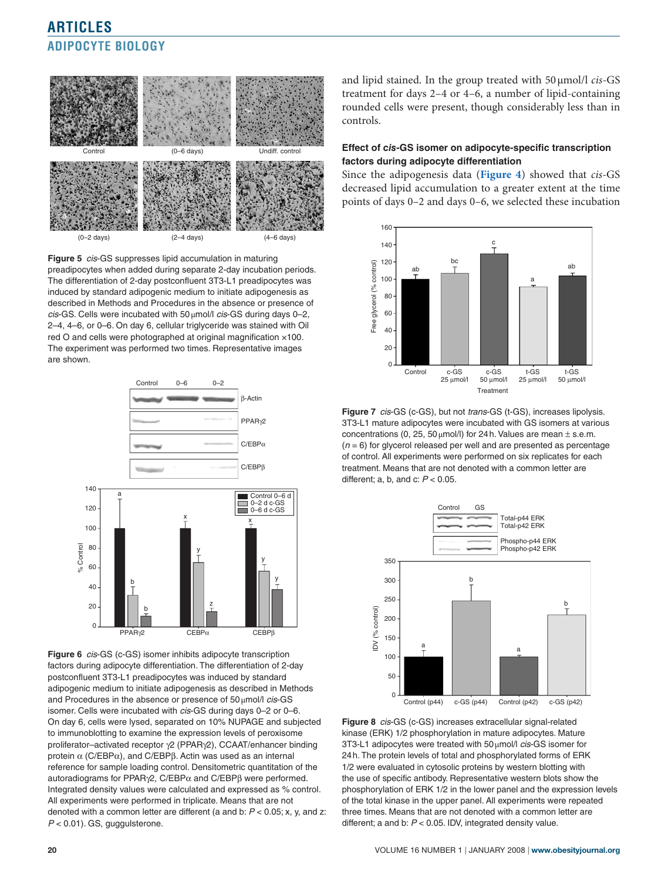Figure 5 *cis*-GS suppresses lipid accumulation in maturing preadipocytes when added during separate 2-day incubation periods. The differentiation of 2-day postconfluent 3T3-L1 preadipocytes was induced by standard adipogenic medium to initiate adipogenesis as described in Methods and Procedures in the absence or presence of *cis*-GS. Cells were incubated with 50 μmol/l *cis*-GS during days 0–2, 2–4, 4–6, or 0–6. On day 6, cellular triglyceride was stained with Oil red O and cells were photographed at original magnification ×100. The experiment was performed two times. Representative images are shown.

Figure 6 *cis*-GS (c-GS) isomer inhibits adipocyte transcription factors during adipocyte differentiation. The differentiation of 2-day postconfluent 3T3-L1 preadipocytes was induced by standard adipogenic medium to initiate adipogenesis as described in Methods and Procedures in the absence or presence of 50 μmol/l *cis*-GS isomer. Cells were incubated with *cis*-GS during days 0–2 or 0–6. On day 6, cells were lysed, separated on 10% NUPAGE and subjected to immunoblotting to examine the expression levels of peroxisome proliferator–activated receptor γ2 (PPARγ2), CCAAT/enhancer binding protein α (C/EBPα), and C/EBPβ. Actin was used as an internal reference for sample loading control. Densitometric quantitation of the autoradiograms for PPARγ2, C/EBPα and C/EBPβ were performed. Integrated density values were calculated and expressed as % control. All experiments were performed in triplicate. Means that are not denoted with a common letter are different (a and b: $P < 0.05$; x, y, and z: $P < 0.01$). GS, guggulsterone.

and lipid stained. In the group treated with 50 μmol/l *cis*-GS treatment for days 2–4 or 4–6, a number of lipid-containing rounded cells were present, though considerably less than in controls.

### Effect of *cis*-GS isomer on adipocyte-specific transcription factors during adipocyte differentiation

Since the adipogenesis data (**Figure 4**) showed that *cis*-GS decreased lipid accumulation to a greater extent at the time points of days 0–2 and days 0–6, we selected these incubation

Figure 7 *cis*-GS (c-GS), but not *trans*-GS (t-GS), increases lipolysis. 3T3-L1 mature adipocytes were incubated with GS isomers at various concentrations (0, 25, 50 μmol/l) for 24 h. Values are mean ± s.e.m. ($n = 6$) for glycerol released per well and are presented as percentage of control. All experiments were performed on six replicates for each treatment. Means that are not denoted with a common letter are different; a, b, and c: $P < 0.05$.

Figure 8 *cis*-GS (c-GS) increases extracellular signal-related kinase (ERK) 1/2 phosphorylation in mature adipocytes. Mature 3T3-L1 adipocytes were treated with 50 μmol/l *cis*-GS isomer for 24 h. The protein levels of total and phosphorylated forms of ERK 1/2 were evaluated in cytosolic proteins by western blotting with the use of specific antibody. Representative western blots show the phosphorylation of ERK 1/2 in the lower panel and the expression levels of the total kinase in the upper panel. All experiments were repeated three times. Means that are not denoted with a common letter are different; a and b: $P < 0.05$. IDV, integrated density value.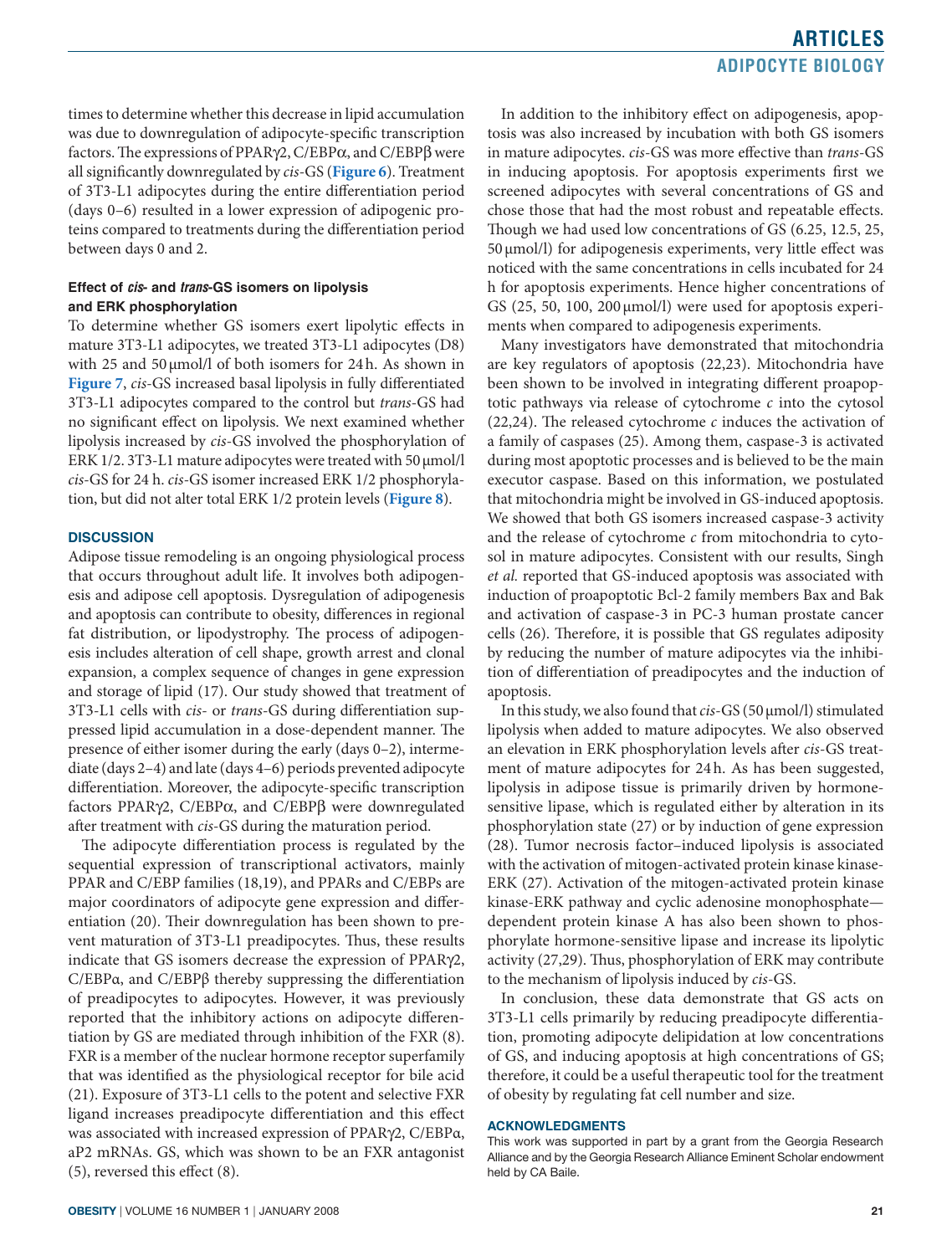times to determine whether this decrease in lipid accumulation was due to downregulation of adipocyte-specific transcription factors. The expressions of PPARγ2, C/EBPα, and C/EBPβ were all significantly downregulated by *cis*-GS (**Figure 6**). Treatment of 3T3-L1 adipocytes during the entire differentiation period (days 0–6) resulted in a lower expression of adipogenic proteins compared to treatments during the differentiation period between days 0 and 2.

### Effect of *cis*- and *trans*-GS isomers on lipolysis and ERK phosphorylation

To determine whether GS isomers exert lipolytic effects in mature 3T3-L1 adipocytes, we treated 3T3-L1 adipocytes (D8) with 25 and 50 μmol/l of both isomers for 24 h. As shown in **Figure 7**, *cis*-GS increased basal lipolysis in fully differentiated 3T3-L1 adipocytes compared to the control but *trans*-GS had no significant effect on lipolysis. We next examined whether lipolysis increased by *cis*-GS involved the phosphorylation of ERK 1/2. 3T3-L1 mature adipocytes were treated with 50 μmol/l *cis*-GS for 24 h. *cis*-GS isomer increased ERK 1/2 phosphorylation, but did not alter total ERK 1/2 protein levels (**Figure 8**).

## DISCUSSION

Adipose tissue remodeling is an ongoing physiological process that occurs throughout adult life. It involves both adipogenesis and adipose cell apoptosis. Dysregulation of adipogenesis and apoptosis can contribute to obesity, differences in regional fat distribution, or lipodystrophy. The process of adipogenesis includes alteration of cell shape, growth arrest and clonal expansion, a complex sequence of changes in gene expression and storage of lipid (17). Our study showed that treatment of 3T3-L1 cells with *cis*- or *trans*-GS during differentiation suppressed lipid accumulation in a dose-dependent manner. The presence of either isomer during the early (days 0–2), intermediate (days 2–4) and late (days 4–6) periods prevented adipocyte differentiation. Moreover, the adipocyte-specific transcription factors PPARγ2, C/EBPα, and C/EBPβ were downregulated after treatment with *cis*-GS during the maturation period.

The adipocyte differentiation process is regulated by the sequential expression of transcriptional activators, mainly PPAR and C/EBP families (18,19), and PPARs and C/EBPs are major coordinators of adipocyte gene expression and differentiation (20). Their downregulation has been shown to prevent maturation of 3T3-L1 preadipocytes. Thus, these results indicate that GS isomers decrease the expression of PPARγ2, C/EBPα, and C/EBPβ thereby suppressing the differentiation of preadipocytes to adipocytes. However, it was previously reported that the inhibitory actions on adipocyte differentiation by GS are mediated through inhibition of the FXR (8). FXR is a member of the nuclear hormone receptor superfamily that was identified as the physiological receptor for bile acid (21). Exposure of 3T3-L1 cells to the potent and selective FXR ligand increases preadipocyte differentiation and this effect was associated with increased expression of PPARγ2, C/EBPα, aP2 mRNAs. GS, which was shown to be an FXR antagonist (5), reversed this effect (8).

In addition to the inhibitory effect on adipogenesis, apoptosis was also increased by incubation with both GS isomers in mature adipocytes. *cis*-GS was more effective than *trans*-GS in inducing apoptosis. For apoptosis experiments first we screened adipocytes with several concentrations of GS and chose those that had the most robust and repeatable effects. Though we had used low concentrations of GS (6.25, 12.5, 25, 50 μmol/l) for adipogenesis experiments, very little effect was noticed with the same concentrations in cells incubated for 24 h for apoptosis experiments. Hence higher concentrations of GS (25, 50, 100, 200 μmol/l) were used for apoptosis experiments when compared to adipogenesis experiments.

Many investigators have demonstrated that mitochondria are key regulators of apoptosis (22,23). Mitochondria have been shown to be involved in integrating different proapoptotic pathways via release of cytochrome *c* into the cytosol (22,24). The released cytochrome *c* induces the activation of a family of caspases (25). Among them, caspase-3 is activated during most apoptotic processes and is believed to be the main executor caspase. Based on this information, we postulated that mitochondria might be involved in GS-induced apoptosis. We showed that both GS isomers increased caspase-3 activity and the release of cytochrome *c* from mitochondria to cytosol in mature adipocytes. Consistent with our results, Singh *et al.* reported that GS-induced apoptosis was associated with induction of proapoptotic Bcl-2 family members Bax and Bak and activation of caspase-3 in PC-3 human prostate cancer cells (26). Therefore, it is possible that GS regulates adiposity by reducing the number of mature adipocytes via the inhibition of differentiation of preadipocytes and the induction of apoptosis.

In this study, we also found that *cis*-GS (50 μmol/l) stimulated lipolysis when added to mature adipocytes. We also observed an elevation in ERK phosphorylation levels after *cis*-GS treatment of mature adipocytes for 24 h. As has been suggested, lipolysis in adipose tissue is primarily driven by hormone-sensitive lipase, which is regulated either by alteration in its phosphorylation state (27) or by induction of gene expression (28). Tumor necrosis factor–induced lipolysis is associated with the activation of mitogen-activated protein kinase kinase-ERK (27). Activation of the mitogen-activated protein kinase kinase-ERK pathway and cyclic adenosine monophosphate—dependent protein kinase A has also been shown to phosphorylate hormone-sensitive lipase and increase its lipolytic activity (27,29). Thus, phosphorylation of ERK may contribute to the mechanism of lipolysis induced by *cis*-GS.

In conclusion, these data demonstrate that GS acts on 3T3-L1 cells primarily by reducing preadipocyte differentiation, promoting adipocyte delipidation at low concentrations of GS, and inducing apoptosis at high concentrations of GS; therefore, it could be a useful therapeutic tool for the treatment of obesity by regulating fat cell number and size.

## ACKNOWLEDGMENTS

This work was supported in part by a grant from the Georgia Research Alliance and by the Georgia Research Alliance Eminent Scholar endowment held by CA Baile.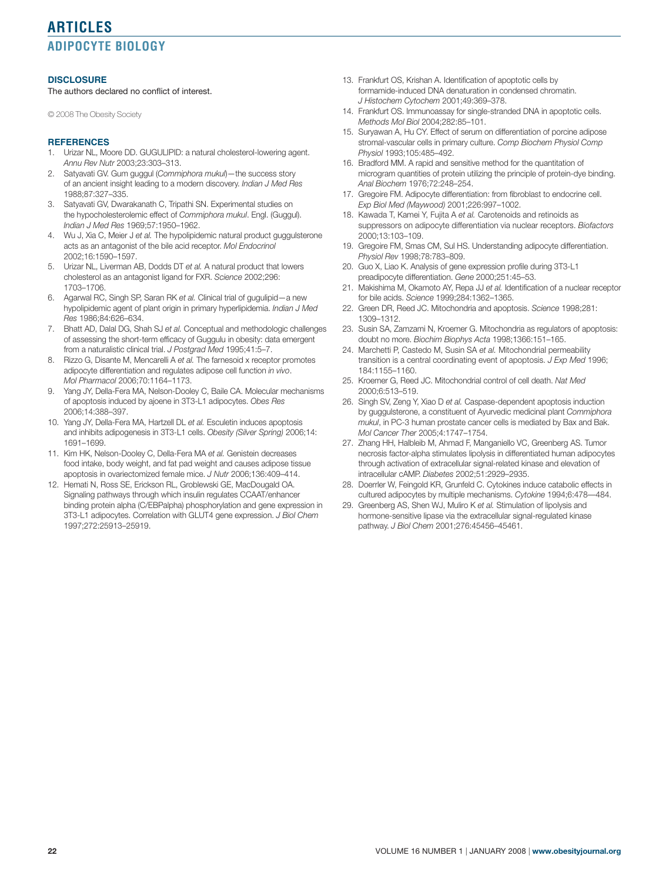## DISCLOSURE

The authors declared no conflict of interest.

© 2008 The Obesity Society

## REFERENCES

1. Urizar NL, Moore DD. GUGULIPID: a natural cholesterol-lowering agent. *Annu Rev Nutr* 2003;23:303–313.
2. Satyavati GV. Gum guggul (*Commiphora mukul*)—the success story of an ancient insight leading to a modern discovery. *Indian J Med Res* 1988;87:327–335.
3. Satyavati GV, Dwarakanath C, Tripathi SN. Experimental studies on the hypocholesterolemic effect of *Commiphora mukul*. Engl. (Guggul). *Indian J Med Res* 1969;57:1950–1962.
4. Wu J, Xia C, Meier J *et al.* The hypolipidemic natural product guggulsterone acts as an antagonist of the bile acid receptor. *Mol Endocrinol* 2002;16:1590–1597.
5. Urizar NL, Liverman AB, Dodds DT *et al.* A natural product that lowers cholesterol as an antagonist ligand for FXR. *Science* 2002;296: 1703–1706.
6. Agarwal RC, Singh SP, Saran RK *et al.* Clinical trial of gugulipid—a new hypolipidemic agent of plant origin in primary hyperlipidemia. *Indian J Med Res* 1986;84:626–634.
7. Bhatt AD, Dalal DG, Shah SJ *et al.* Conceptual and methodologic challenges of assessing the short-term efficacy of Guggulu in obesity: data emergent from a naturalistic clinical trial. *J Postgrad Med* 1995;41:5–7.
8. Rizzo G, Disante M, Mencarelli A *et al.* The farnesoid x receptor promotes adipocyte differentiation and regulates adipose cell function *in vivo*. *Mol Pharmacol* 2006;70:1164–1173.
9. Yang JY, Della-Fera MA, Nelson-Dooley C, Baile CA. Molecular mechanisms of apoptosis induced by ajoene in 3T3-L1 adipocytes. *Obes Res* 2006;14:388–397.
10. Yang JY, Della-Fera MA, Hartzell DL *et al.* Esculetin induces apoptosis and inhibits adipogenesis in 3T3-L1 cells. *Obesity (Silver Spring)* 2006;14: 1691–1699.
11. Kim HK, Nelson-Dooley C, Della-Fera MA *et al.* Genistein decreases food intake, body weight, and fat pad weight and causes adipose tissue apoptosis in ovariectomized female mice. *J Nutr* 2006;136:409–414.
12. Hemati N, Ross SE, Erickson RL, Groblewski GE, MacDougald OA. Signaling pathways through which insulin regulates CCAAT/enhancer binding protein alpha (C/EBPalpha) phosphorylation and gene expression in 3T3-L1 adipocytes. Correlation with GLUT4 gene expression. *J Biol Chem* 1997;272:25913–25919.
13. Frankfurt OS, Krishan A. Identification of apoptotic cells by formamide-induced DNA denaturation in condensed chromatin. *J Histochem Cytochem* 2001;49:369–378.
14. Frankfurt OS. Immunoassay for single-stranded DNA in apoptotic cells. *Methods Mol Biol* 2004;282:85–101.
15. Suryawan A, Hu CY. Effect of serum on differentiation of porcine adipose stromal-vascular cells in primary culture. *Comp Biochem Physiol Comp Physiol* 1993;105:485–492.
16. Bradford MM. A rapid and sensitive method for the quantitation of microgram quantities of protein utilizing the principle of protein-dye binding. *Anal Biochem* 1976;72:248–254.
17. Gregoire FM. Adipocyte differentiation: from fibroblast to endocrine cell. *Exp Biol Med (Maywood)* 2001;226:997–1002.
18. Kawada T, Kamei Y, Fujita A *et al.* Carotenoids and retinoids as suppressors on adipocyte differentiation via nuclear receptors. *Biofactors* 2000;13:103–109.
19. Gregoire FM, Smas CM, Sul HS. Understanding adipocyte differentiation. *Physiol Rev* 1998;78:783–809.
20. Guo X, Liao K. Analysis of gene expression profile during 3T3-L1 preadipocyte differentiation. *Gene* 2000;251:45–53.
21. Makishima M, Okamoto AY, Repa JJ *et al.* Identification of a nuclear receptor for bile acids. *Science* 1999;284:1362–1365.
22. Green DR, Reed JC. Mitochondria and apoptosis. *Science* 1998;281: 1309–1312.
23. Susin SA, Zamzami N, Kroemer G. Mitochondria as regulators of apoptosis: doubt no more. *Biochim Biophys Acta* 1998;1366:151–165.
24. Marchetti P, Castedo M, Susin SA *et al.* Mitochondrial permeability transition is a central coordinating event of apoptosis. *J Exp Med* 1996; 184:1155–1160.
25. Kroemer G, Reed JC. Mitochondrial control of cell death. *Nat Med* 2000;6:513–519.
26. Singh SV, Zeng Y, Xiao D *et al.* Caspase-dependent apoptosis induction by guggulsterone, a constituent of Ayurvedic medicinal plant *Commiphora mukul*, in PC-3 human prostate cancer cells is mediated by Bax and Bak. *Mol Cancer Ther* 2005;4:1747–1754.
27. Zhang HH, Halbleib M, Ahmad F, Manganiello VC, Greenberg AS. Tumor necrosis factor-alpha stimulates lipolysis in differentiated human adipocytes through activation of extracellular signal-related kinase and elevation of intracellular cAMP. *Diabetes* 2002;51:2929–2935.
28. Doerrler W, Feingold KR, Grunfeld C. Cytokines induce catabolic effects in cultured adipocytes by multiple mechanisms. *Cytokine* 1994;6:478—484.
29. Greenberg AS, Shen WJ, Muliro K *et al.* Stimulation of lipolysis and hormone-sensitive lipase via the extracellular signal-regulated kinase pathway. *J Biol Chem* 2001;276:45456–45461.